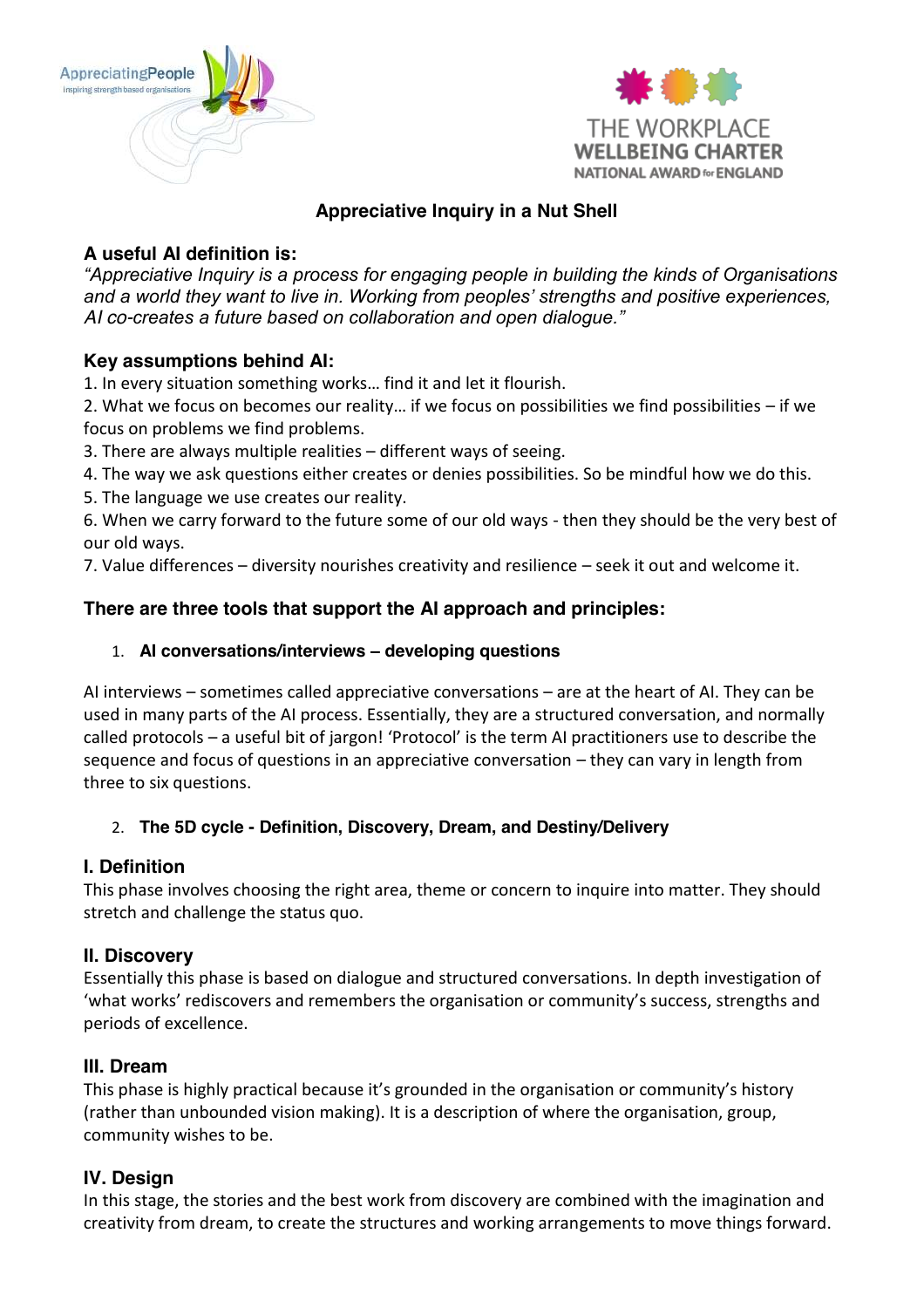# Appreciative Inquiry in a Nut Shell

### A useful AI definition is:

*"Appreciative Inquiry is a process for engaging people in building the kinds of Organisations and a world they want to live in. Working from peoples' strengths and positive experiences, AI co-creates a future based on collaboration and open dialogue."*

### Key assumptions behind AI:

1. In every situation something works… find it and let it flourish.
2. What we focus on becomes our reality… if we focus on possibilities we find possibilities – if we focus on problems we find problems.
3. There are always multiple realities – different ways of seeing.
4. The way we ask questions either creates or denies possibilities. So be mindful how we do this.
5. The language we use creates our reality.
6. When we carry forward to the future some of our old ways - then they should be the very best of our old ways.
7. Value differences – diversity nourishes creativity and resilience – seek it out and welcome it.

### There are three tools that support the AI approach and principles:

1. **AI conversations/interviews – developing questions**

AI interviews – sometimes called appreciative conversations – are at the heart of AI. They can be used in many parts of the AI process. Essentially, they are a structured conversation, and normally called protocols – a useful bit of jargon! 'Protocol' is the term AI practitioners use to describe the sequence and focus of questions in an appreciative conversation – they can vary in length from three to six questions.

2. **The 5D cycle - Definition, Discovery, Dream, and Destiny/Delivery**

### I. Definition

This phase involves choosing the right area, theme or concern to inquire into matter. They should stretch and challenge the status quo.

### II. Discovery

Essentially this phase is based on dialogue and structured conversations. In depth investigation of 'what works' rediscovers and remembers the organisation or community's success, strengths and periods of excellence.

### III. Dream

This phase is highly practical because it's grounded in the organisation or community's history (rather than unbounded vision making). It is a description of where the organisation, group, community wishes to be.

### IV. Design

In this stage, the stories and the best work from discovery are combined with the imagination and creativity from dream, to create the structures and working arrangements to move things forward.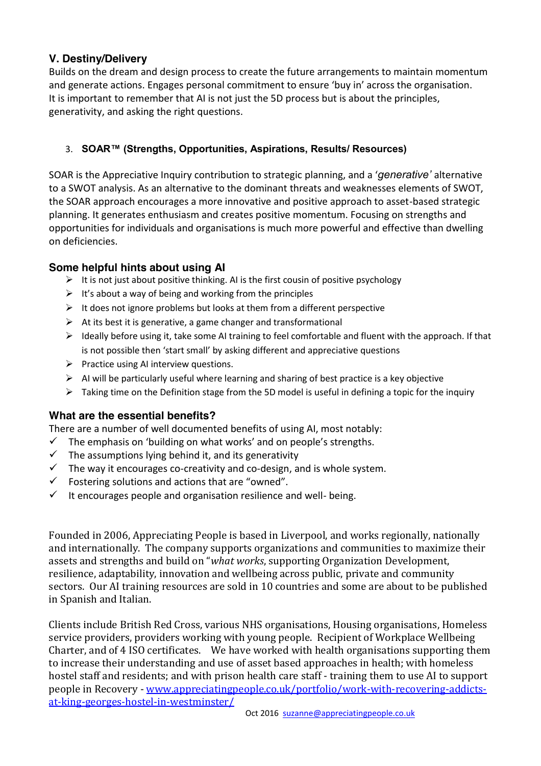### V. Destiny/Delivery

Builds on the dream and design process to create the future arrangements to maintain momentum and generate actions. Engages personal commitment to ensure 'buy in' across the organisation. It is important to remember that AI is not just the 5D process but is about the principles, generativity, and asking the right questions.

3. **SOAR™ (Strengths, Opportunities, Aspirations, Results/ Resources)**

SOAR is the Appreciative Inquiry contribution to strategic planning, and a '*generative'* alternative to a SWOT analysis. As an alternative to the dominant threats and weaknesses elements of SWOT, the SOAR approach encourages a more innovative and positive approach to asset-based strategic planning. It generates enthusiasm and creates positive momentum. Focusing on strengths and opportunities for individuals and organisations is much more powerful and effective than dwelling on deficiencies.

### Some helpful hints about using AI

- It is not just about positive thinking. AI is the first cousin of positive psychology
- It's about a way of being and working from the principles
- It does not ignore problems but looks at them from a different perspective
- At its best it is generative, a game changer and transformational
- Ideally before using it, take some AI training to feel comfortable and fluent with the approach. If that is not possible then 'start small' by asking different and appreciative questions
- Practice using AI interview questions.
- AI will be particularly useful where learning and sharing of best practice is a key objective
- Taking time on the Definition stage from the 5D model is useful in defining a topic for the inquiry

### What are the essential benefits?

There are a number of well documented benefits of using AI, most notably:

- ✓ The emphasis on 'building on what works' and on people's strengths.
- ✓ The assumptions lying behind it, and its generativity
- ✓ The way it encourages co-creativity and co-design, and is whole system.
- ✓ Fostering solutions and actions that are "owned".
- ✓ It encourages people and organisation resilience and well- being.

Founded in 2006, Appreciating People is based in Liverpool, and works regionally, nationally and internationally. The company supports organizations and communities to maximize their assets and strengths and build on "*what works*, supporting Organization Development, resilience, adaptability, innovation and wellbeing across public, private and community sectors. Our AI training resources are sold in 10 countries and some are about to be published in Spanish and Italian.

Clients include British Red Cross, various NHS organisations, Housing organisations, Homeless service providers, providers working with young people. Recipient of Workplace Wellbeing Charter, and of 4 ISO certificates. We have worked with health organisations supporting them to increase their understanding and use of asset based approaches in health; with homeless hostel staff and residents; and with prison health care staff - training them to use AI to support people in Recovery - [www.appreciatingpeople.co.uk/portfolio/work-with-recovering-addicts-at-king-georges-hostel-in-westminster/](www.appreciatingpeople.co.uk/portfolio/work-with-recovering-addicts-at-king-georges-hostel-in-westminster/)

Oct 2016 [suzanne@appreciatingpeople.co.uk](mailto:suzanne@appreciatingpeople.co.uk)